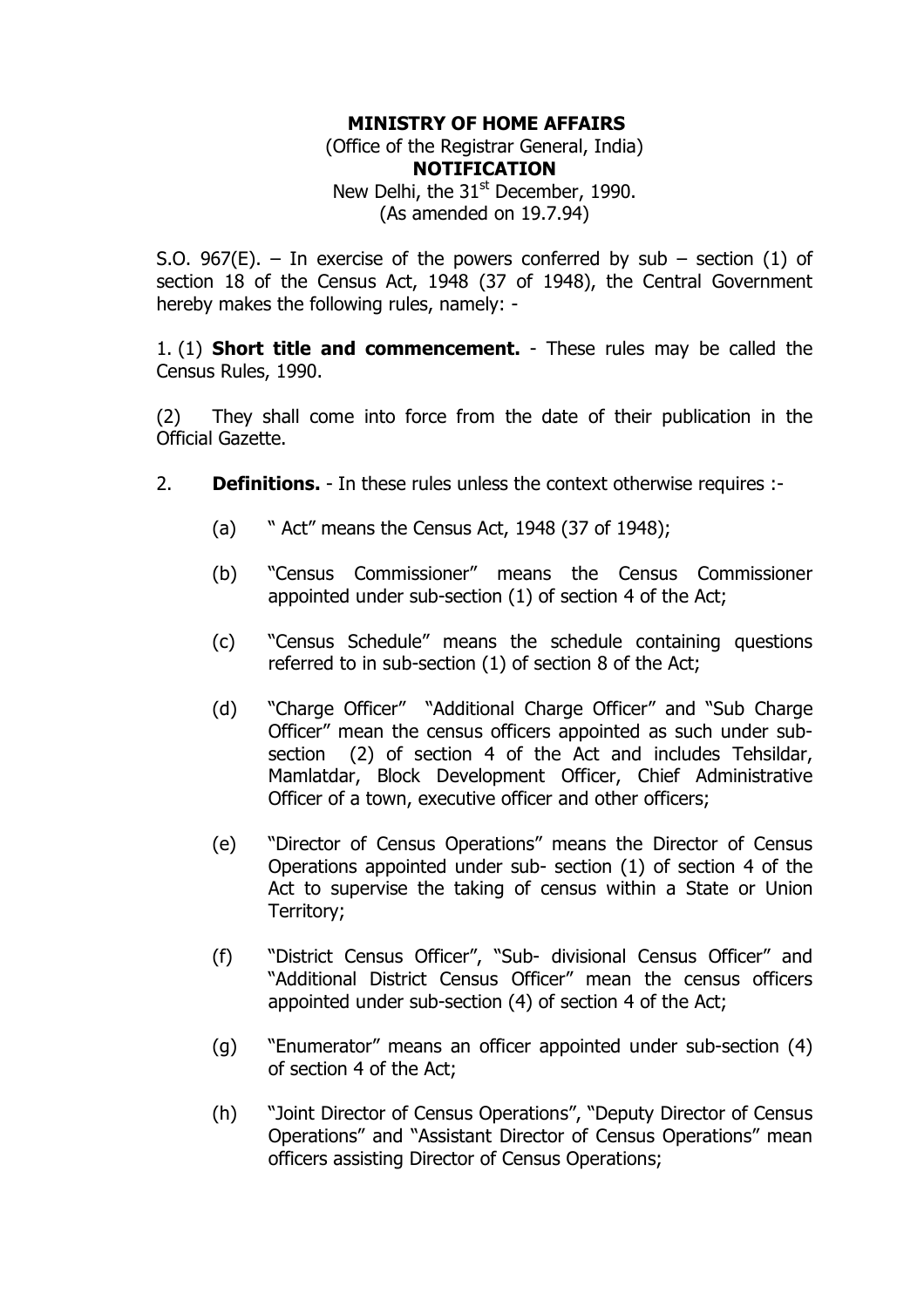**MINISTRY OF HOME AFFAIRS**

(Office of the Registrar General, India)

**NOTIFICATION**

New Delhi, the 31st December, 1990.

(As amended on 19.7.94)

S.O. 967(E). – In exercise of the powers conferred by sub – section (1) of section 18 of the Census Act, 1948 (37 of 1948), the Central Government hereby makes the following rules, namely: -

1. (1) **Short title and commencement.** - These rules may be called the Census Rules, 1990.

(2) They shall come into force from the date of their publication in the Official Gazette.

2. **Definitions.** - In these rules unless the context otherwise requires :-

   (a) " Act" means the Census Act, 1948 (37 of 1948);

   (b) "Census Commissioner" means the Census Commissioner appointed under sub-section (1) of section 4 of the Act;

   (c) "Census Schedule" means the schedule containing questions referred to in sub-section (1) of section 8 of the Act;

   (d) "Charge Officer" "Additional Charge Officer" and "Sub Charge Officer" mean the census officers appointed as such under sub-section (2) of section 4 of the Act and includes Tehsildar, Mamlatdar, Block Development Officer, Chief Administrative Officer of a town, executive officer and other officers;

   (e) "Director of Census Operations" means the Director of Census Operations appointed under sub- section (1) of section 4 of the Act to supervise the taking of census within a State or Union Territory;

   (f) "District Census Officer", "Sub- divisional Census Officer" and "Additional District Census Officer" mean the census officers appointed under sub-section (4) of section 4 of the Act;

   (g) "Enumerator" means an officer appointed under sub-section (4) of section 4 of the Act;

   (h) "Joint Director of Census Operations", "Deputy Director of Census Operations" and "Assistant Director of Census Operations" mean officers assisting Director of Census Operations;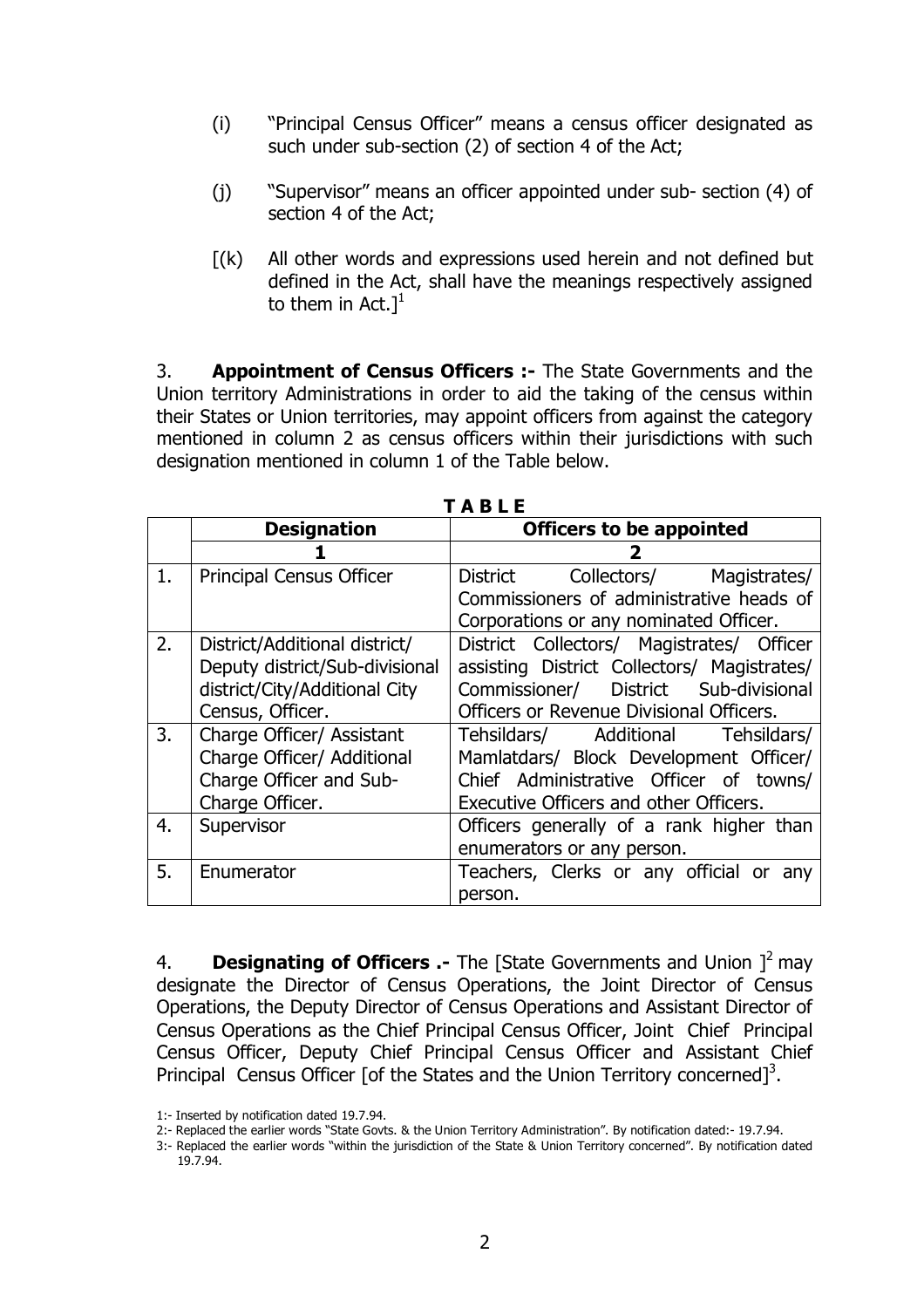(i) "Principal Census Officer" means a census officer designated as such under sub-section (2) of section 4 of the Act;

(j) "Supervisor" means an officer appointed under sub- section (4) of section 4 of the Act;

[(k) All other words and expressions used herein and not defined but defined in the Act, shall have the meanings respectively assigned to them in Act.][1]

3. **Appointment of Census Officers :-** The State Governments and the Union territory Administrations in order to aid the taking of the census within their States or Union territories, may appoint officers from against the category mentioned in column 2 as census officers within their jurisdictions with such designation mentioned in column 1 of the Table below.

**T A B L E**

| | **Designation** | **Officers to be appointed** |
|---|---|---|
| | **1** | **2** |
| 1. | Principal Census Officer | District Collectors/ Magistrates/ Commissioners of administrative heads of Corporations or any nominated Officer. |
| 2. | District/Additional district/ Deputy district/Sub-divisional district/City/Additional City Census, Officer. | District Collectors/ Magistrates/ Officer assisting District Collectors/ Magistrates/ Commissioner/ District Sub-divisional Officers or Revenue Divisional Officers. |
| 3. | Charge Officer/ Assistant Charge Officer/ Additional Charge Officer and Sub-Charge Officer. | Tehsildars/ Additional Tehsildars/ Mamlatdars/ Block Development Officer/ Chief Administrative Officer of towns/ Executive Officers and other Officers. |
| 4. | Supervisor | Officers generally of a rank higher than enumerators or any person. |
| 5. | Enumerator | Teachers, Clerks or any official or any person. |

4. **Designating of Officers .-** The [State Governments and Union ][2] may designate the Director of Census Operations, the Joint Director of Census Operations, the Deputy Director of Census Operations and Assistant Director of Census Operations as the Chief Principal Census Officer, Joint Chief Principal Census Officer, Deputy Chief Principal Census Officer and Assistant Chief Principal Census Officer [of the States and the Union Territory concerned][3].

1:- Inserted by notification dated 19.7.94.

2:- Replaced the earlier words "State Govts. & the Union Territory Administration". By notification dated:- 19.7.94.

3:- Replaced the earlier words "within the jurisdiction of the State & Union Territory concerned". By notification dated 19.7.94.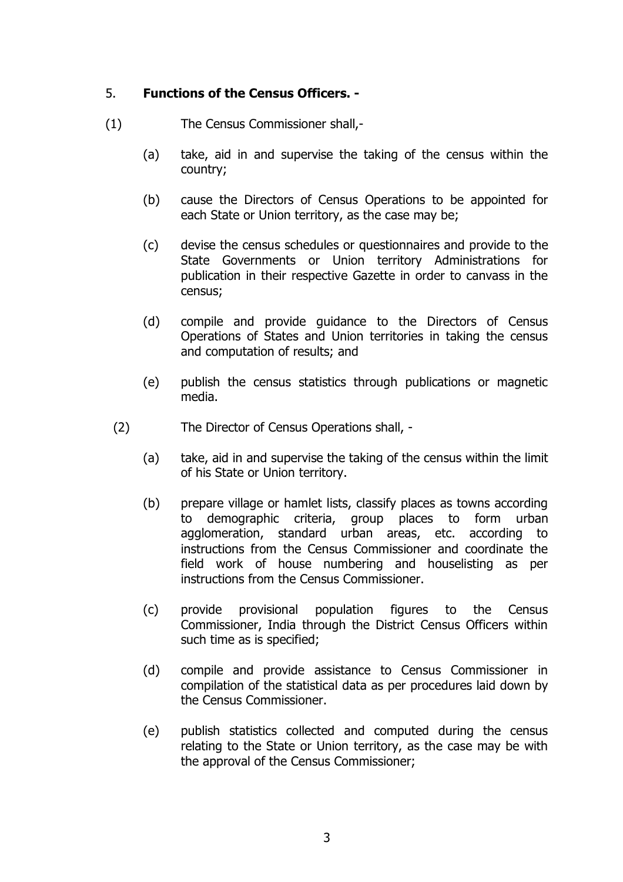## 5. **Functions of the Census Officers. -**

(1) The Census Commissioner shall,-

(a) take, aid in and supervise the taking of the census within the country;

(b) cause the Directors of Census Operations to be appointed for each State or Union territory, as the case may be;

(c) devise the census schedules or questionnaires and provide to the State Governments or Union territory Administrations for publication in their respective Gazette in order to canvass in the census;

(d) compile and provide guidance to the Directors of Census Operations of States and Union territories in taking the census and computation of results; and

(e) publish the census statistics through publications or magnetic media.

(2) The Director of Census Operations shall, -

(a) take, aid in and supervise the taking of the census within the limit of his State or Union territory.

(b) prepare village or hamlet lists, classify places as towns according to demographic criteria, group places to form urban agglomeration, standard urban areas, etc. according to instructions from the Census Commissioner and coordinate the field work of house numbering and houselisting as per instructions from the Census Commissioner.

(c) provide provisional population figures to the Census Commissioner, India through the District Census Officers within such time as is specified;

(d) compile and provide assistance to Census Commissioner in compilation of the statistical data as per procedures laid down by the Census Commissioner.

(e) publish statistics collected and computed during the census relating to the State or Union territory, as the case may be with the approval of the Census Commissioner;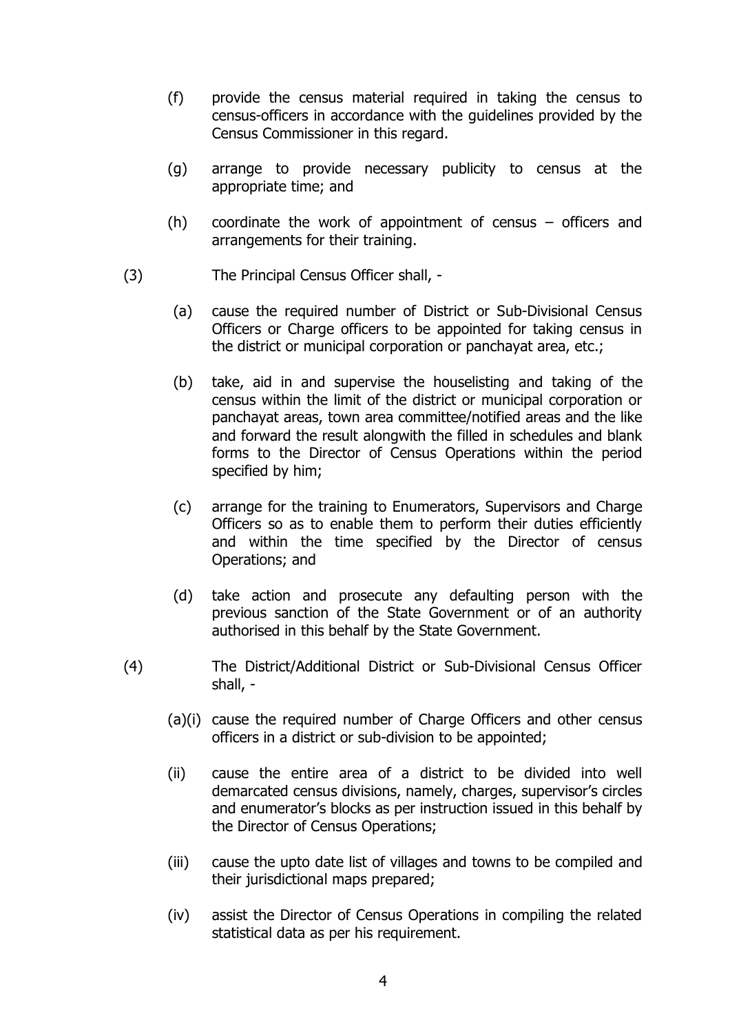(f) provide the census material required in taking the census to census-officers in accordance with the guidelines provided by the Census Commissioner in this regard.

(g) arrange to provide necessary publicity to census at the appropriate time; and

(h) coordinate the work of appointment of census – officers and arrangements for their training.

(3) The Principal Census Officer shall, -

(a) cause the required number of District or Sub-Divisional Census Officers or Charge officers to be appointed for taking census in the district or municipal corporation or panchayat area, etc.;

(b) take, aid in and supervise the houselisting and taking of the census within the limit of the district or municipal corporation or panchayat areas, town area committee/notified areas and the like and forward the result alongwith the filled in schedules and blank forms to the Director of Census Operations within the period specified by him;

(c) arrange for the training to Enumerators, Supervisors and Charge Officers so as to enable them to perform their duties efficiently and within the time specified by the Director of census Operations; and

(d) take action and prosecute any defaulting person with the previous sanction of the State Government or of an authority authorised in this behalf by the State Government.

(4) The District/Additional District or Sub-Divisional Census Officer shall, -

(a)(i) cause the required number of Charge Officers and other census officers in a district or sub-division to be appointed;

(ii) cause the entire area of a district to be divided into well demarcated census divisions, namely, charges, supervisor's circles and enumerator's blocks as per instruction issued in this behalf by the Director of Census Operations;

(iii) cause the upto date list of villages and towns to be compiled and their jurisdictional maps prepared;

(iv) assist the Director of Census Operations in compiling the related statistical data as per his requirement.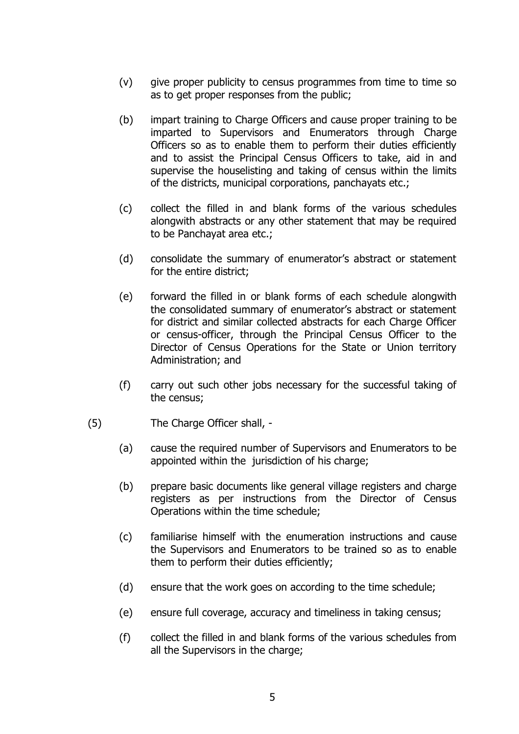(v) give proper publicity to census programmes from time to time so as to get proper responses from the public;

(b) impart training to Charge Officers and cause proper training to be imparted to Supervisors and Enumerators through Charge Officers so as to enable them to perform their duties efficiently and to assist the Principal Census Officers to take, aid in and supervise the houselisting and taking of census within the limits of the districts, municipal corporations, panchayats etc.;

(c) collect the filled in and blank forms of the various schedules alongwith abstracts or any other statement that may be required to be Panchayat area etc.;

(d) consolidate the summary of enumerator's abstract or statement for the entire district;

(e) forward the filled in or blank forms of each schedule alongwith the consolidated summary of enumerator's abstract or statement for district and similar collected abstracts for each Charge Officer or census-officer, through the Principal Census Officer to the Director of Census Operations for the State or Union territory Administration; and

(f) carry out such other jobs necessary for the successful taking of the census;

(5) The Charge Officer shall, -

(a) cause the required number of Supervisors and Enumerators to be appointed within the jurisdiction of his charge;

(b) prepare basic documents like general village registers and charge registers as per instructions from the Director of Census Operations within the time schedule;

(c) familiarise himself with the enumeration instructions and cause the Supervisors and Enumerators to be trained so as to enable them to perform their duties efficiently;

(d) ensure that the work goes on according to the time schedule;

(e) ensure full coverage, accuracy and timeliness in taking census;

(f) collect the filled in and blank forms of the various schedules from all the Supervisors in the charge;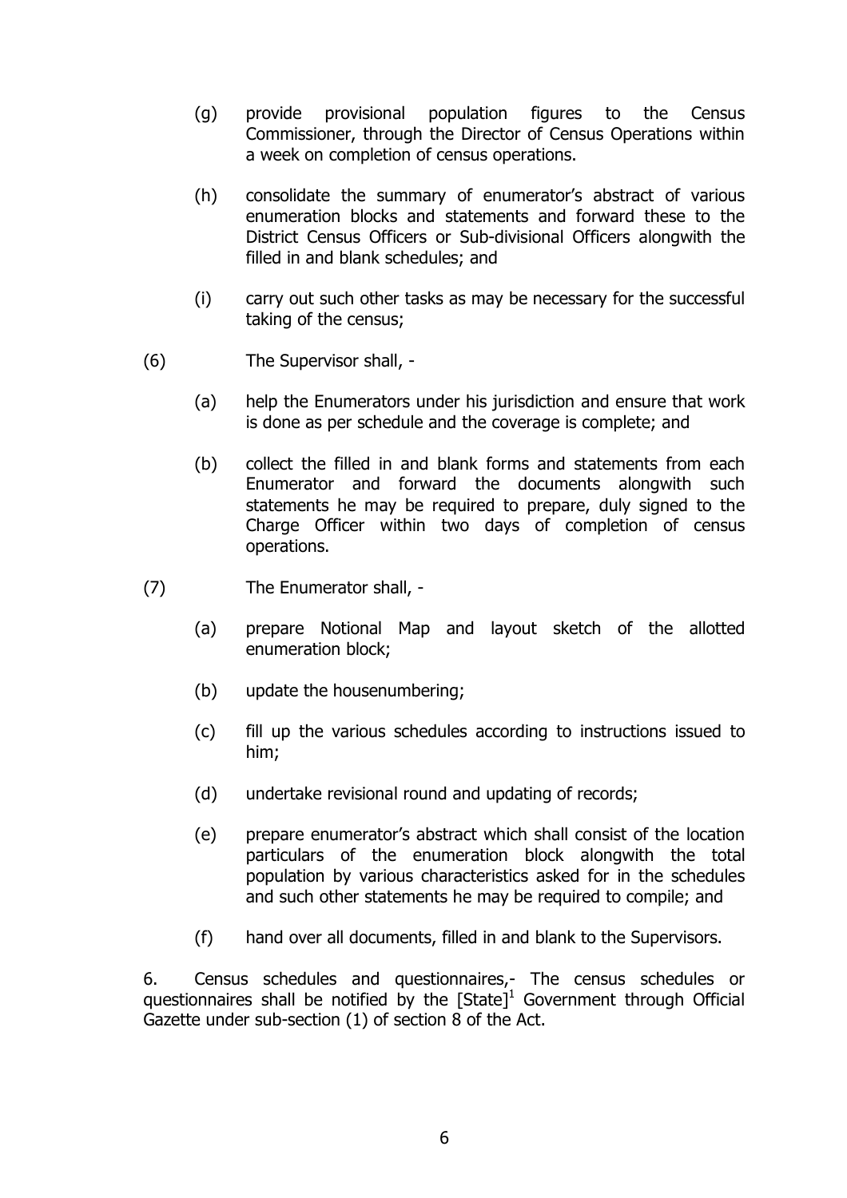(g) provide provisional population figures to the Census Commissioner, through the Director of Census Operations within a week on completion of census operations.

(h) consolidate the summary of enumerator's abstract of various enumeration blocks and statements and forward these to the District Census Officers or Sub-divisional Officers alongwith the filled in and blank schedules; and

(i) carry out such other tasks as may be necessary for the successful taking of the census;

(6) The Supervisor shall, -

(a) help the Enumerators under his jurisdiction and ensure that work is done as per schedule and the coverage is complete; and

(b) collect the filled in and blank forms and statements from each Enumerator and forward the documents alongwith such statements he may be required to prepare, duly signed to the Charge Officer within two days of completion of census operations.

(7) The Enumerator shall, -

(a) prepare Notional Map and layout sketch of the allotted enumeration block;

(b) update the housenumbering;

(c) fill up the various schedules according to instructions issued to him;

(d) undertake revisional round and updating of records;

(e) prepare enumerator's abstract which shall consist of the location particulars of the enumeration block alongwith the total population by various characteristics asked for in the schedules and such other statements he may be required to compile; and

(f) hand over all documents, filled in and blank to the Supervisors.

6. Census schedules and questionnaires,- The census schedules or questionnaires shall be notified by the [State][1] Government through Official Gazette under sub-section (1) of section 8 of the Act.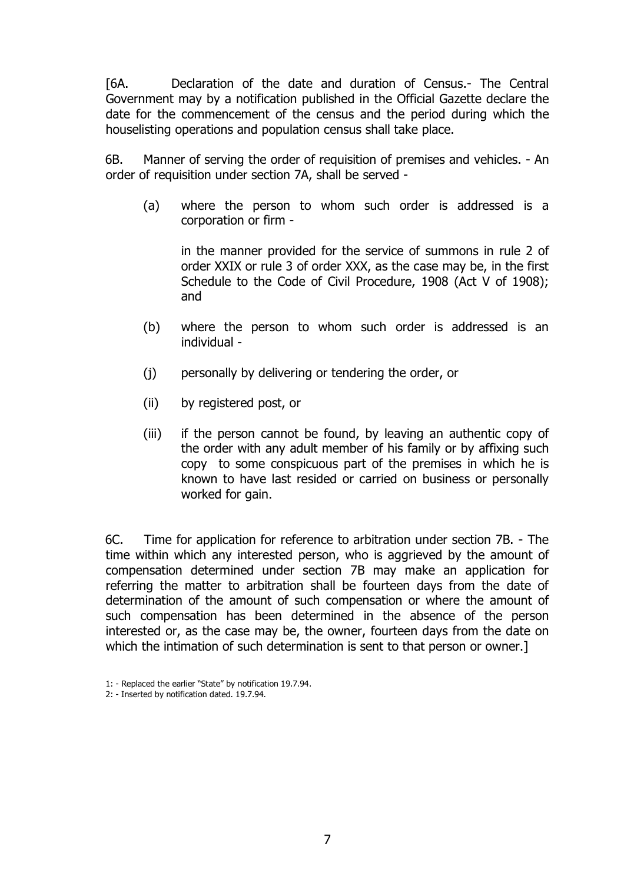[6A. Declaration of the date and duration of Census.- The Central Government may by a notification published in the Official Gazette declare the date for the commencement of the census and the period during which the houselisting operations and population census shall take place.

6B. Manner of serving the order of requisition of premises and vehicles. - An order of requisition under section 7A, shall be served -

(a) where the person to whom such order is addressed is a corporation or firm -

in the manner provided for the service of summons in rule 2 of order XXIX or rule 3 of order XXX, as the case may be, in the first Schedule to the Code of Civil Procedure, 1908 (Act V of 1908); and

(b) where the person to whom such order is addressed is an individual -

(j) personally by delivering or tendering the order, or

(ii) by registered post, or

(iii) if the person cannot be found, by leaving an authentic copy of the order with any adult member of his family or by affixing such copy to some conspicuous part of the premises in which he is known to have last resided or carried on business or personally worked for gain.

6C. Time for application for reference to arbitration under section 7B. - The time within which any interested person, who is aggrieved by the amount of compensation determined under section 7B may make an application for referring the matter to arbitration shall be fourteen days from the date of determination of the amount of such compensation or where the amount of such compensation has been determined in the absence of the person interested or, as the case may be, the owner, fourteen days from the date on which the intimation of such determination is sent to that person or owner.]

1: - Replaced the earlier "State" by notification 19.7.94.

2: - Inserted by notification dated. 19.7.94.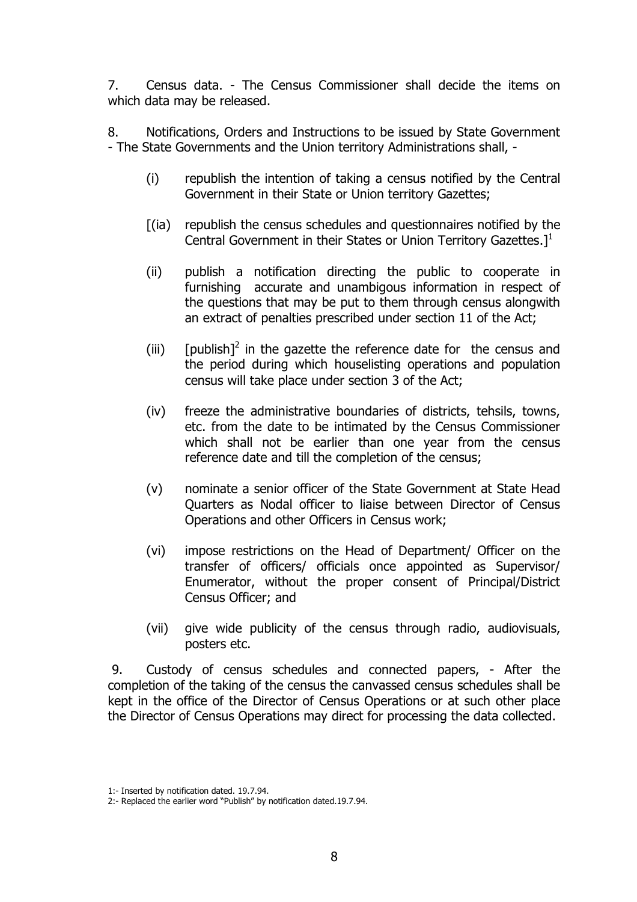7. Census data. - The Census Commissioner shall decide the items on which data may be released.

8. Notifications, Orders and Instructions to be issued by State Government - The State Governments and the Union territory Administrations shall, -

(i) republish the intention of taking a census notified by the Central Government in their State or Union territory Gazettes;

[(ia) republish the census schedules and questionnaires notified by the Central Government in their States or Union Territory Gazettes.][1]

(ii) publish a notification directing the public to cooperate in furnishing accurate and unambigous information in respect of the questions that may be put to them through census alongwith an extract of penalties prescribed under section 11 of the Act;

(iii) [publish][2] in the gazette the reference date for the census and the period during which houselisting operations and population census will take place under section 3 of the Act;

(iv) freeze the administrative boundaries of districts, tehsils, towns, etc. from the date to be intimated by the Census Commissioner which shall not be earlier than one year from the census reference date and till the completion of the census;

(v) nominate a senior officer of the State Government at State Head Quarters as Nodal officer to liaise between Director of Census Operations and other Officers in Census work;

(vi) impose restrictions on the Head of Department/ Officer on the transfer of officers/ officials once appointed as Supervisor/ Enumerator, without the proper consent of Principal/District Census Officer; and

(vii) give wide publicity of the census through radio, audiovisuals, posters etc.

9. Custody of census schedules and connected papers, - After the completion of the taking of the census the canvassed census schedules shall be kept in the office of the Director of Census Operations or at such other place the Director of Census Operations may direct for processing the data collected.

1:- Inserted by notification dated. 19.7.94.

2:- Replaced the earlier word "Publish" by notification dated.19.7.94.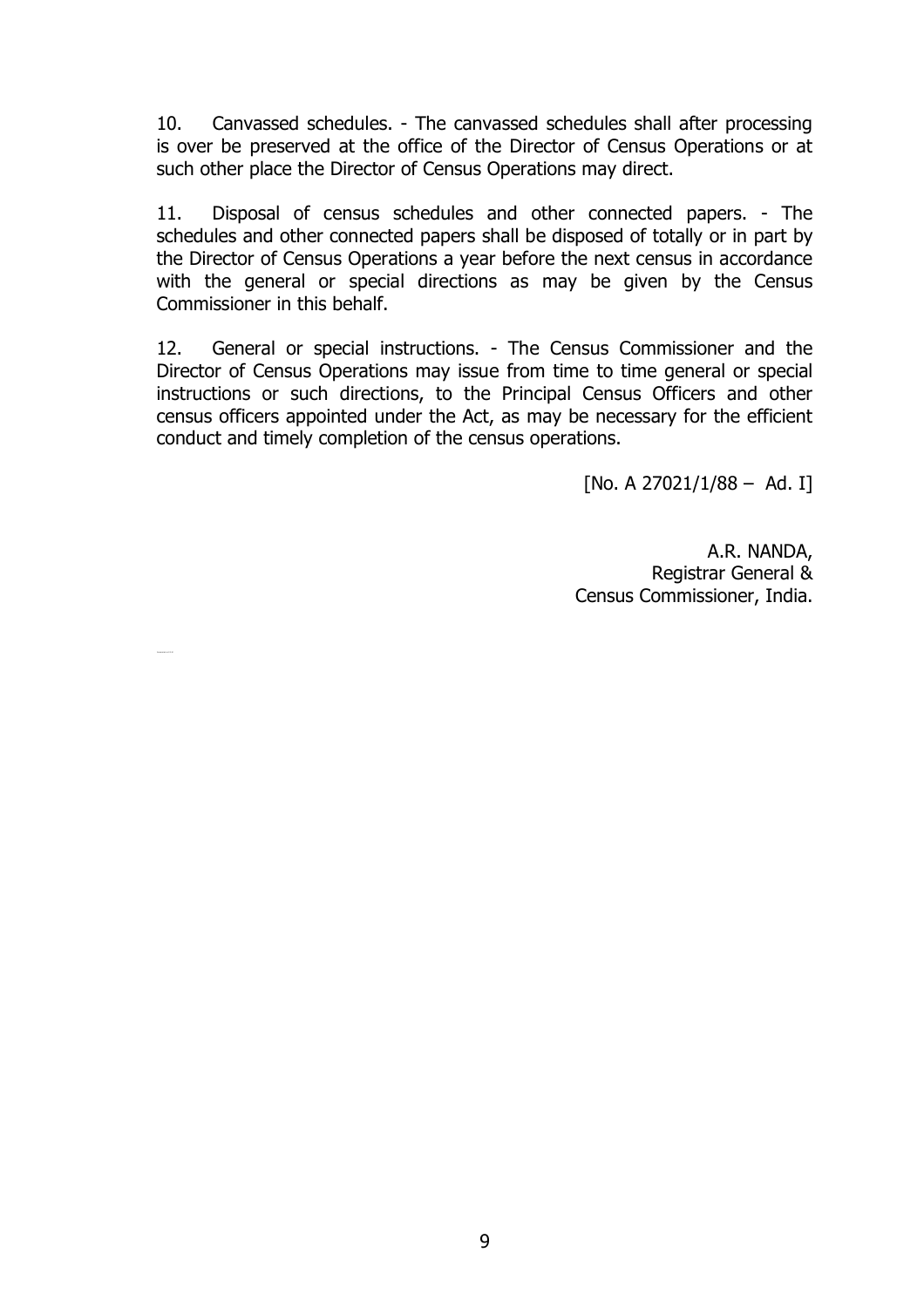10. Canvassed schedules. - The canvassed schedules shall after processing is over be preserved at the office of the Director of Census Operations or at such other place the Director of Census Operations may direct.

11. Disposal of census schedules and other connected papers. - The schedules and other connected papers shall be disposed of totally or in part by the Director of Census Operations a year before the next census in accordance with the general or special directions as may be given by the Census Commissioner in this behalf.

12. General or special instructions. - The Census Commissioner and the Director of Census Operations may issue from time to time general or special instructions or such directions, to the Principal Census Officers and other census officers appointed under the Act, as may be necessary for the efficient conduct and timely completion of the census operations.

[No. A 27021/1/88 – Ad. I]

A.R. NANDA,
Registrar General &
Census Commissioner, India.